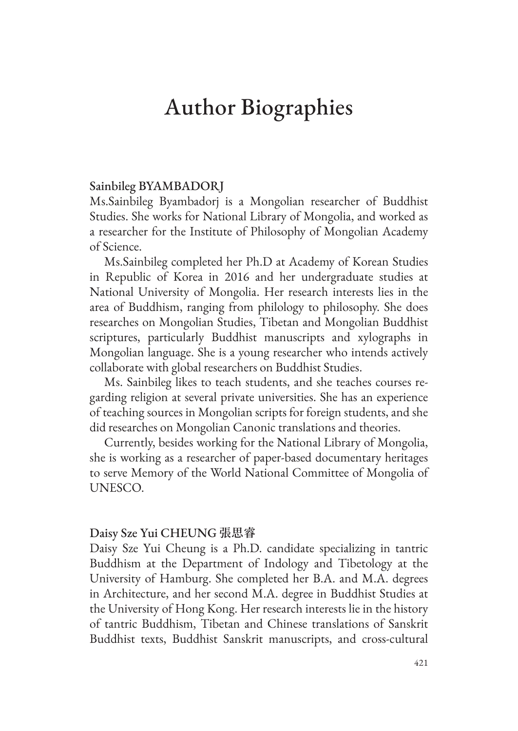# Author Biographies

### Sainbileg BYAMBADORJ

Ms.Sainbileg Byambadorj is a Mongolian researcher of Buddhist Studies. She works for National Library of Mongolia, and worked as a researcher for the Institute of Philosophy of Mongolian Academy of Science.

Ms.Sainbileg completed her Ph.D at Academy of Korean Studies in Republic of Korea in 2016 and her undergraduate studies at National University of Mongolia. Her research interests lies in the area of Buddhism, ranging from philology to philosophy. She does researches on Mongolian Studies, Tibetan and Mongolian Buddhist scriptures, particularly Buddhist manuscripts and xylographs in Mongolian language. She is a young researcher who intends actively collaborate with global researchers on Buddhist Studies.

Ms. Sainbileg likes to teach students, and she teaches courses regarding religion at several private universities. She has an experience of teaching sources in Mongolian scripts for foreign students, and she did researches on Mongolian Canonic translations and theories.

Currently, besides working for the National Library of Mongolia, she is working as a researcher of paper-based documentary heritages to serve Memory of the World National Committee of Mongolia of UNESCO.

### Daisy Sze Yui CHEUNG 張思睿

Daisy Sze Yui Cheung is a Ph.D. candidate specializing in tantric Buddhism at the Department of Indology and Tibetology at the University of Hamburg. She completed her B.A. and M.A. degrees in Architecture, and her second M.A. degree in Buddhist Studies at the University of Hong Kong. Her research interests lie in the history of tantric Buddhism, Tibetan and Chinese translations of Sanskrit Buddhist texts, Buddhist Sanskrit manuscripts, and cross-cultural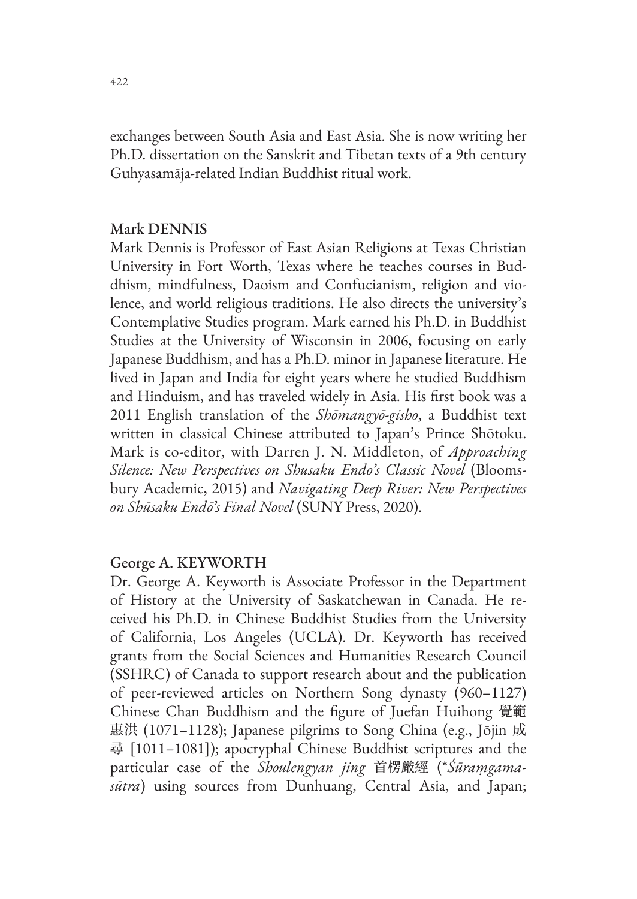exchanges between South Asia and East Asia. She is now writing her Ph.D. dissertation on the Sanskrit and Tibetan texts of a 9th century Guhyasamāja-related Indian Buddhist ritual work.

## Mark DENNIS

Mark Dennis is Professor of East Asian Religions at Texas Christian University in Fort Worth, Texas where he teaches courses in Buddhism, mindfulness, Daoism and Confucianism, religion and violence, and world religious traditions. He also directs the university's Contemplative Studies program. Mark earned his Ph.D. in Buddhist Studies at the University of Wisconsin in 2006, focusing on early Japanese Buddhism, and has a Ph.D. minor in Japanese literature. He lived in Japan and India for eight years where he studied Buddhism and Hinduism, and has traveled widely in Asia. His first book was a 2011 English translation of the *Shōmangyō-gisho*, a Buddhist text written in classical Chinese attributed to Japan's Prince Shōtoku. Mark is co-editor, with Darren J. N. Middleton, of *Approaching Silence: New Perspectives on Shusaku Endo's Classic Novel* (Bloomsbury Academic, 2015) and *Navigating Deep River: New Perspectives on Shūsaku Endō's Final Novel* (SUNY Press, 2020).

## George A. KEYWORTH

Dr. George A. Keyworth is Associate Professor in the Department of History at the University of Saskatchewan in Canada. He received his Ph.D. in Chinese Buddhist Studies from the University of California, Los Angeles (UCLA). Dr. Keyworth has received grants from the Social Sciences and Humanities Research Council (SSHRC) of Canada to support research about and the publication of peer-reviewed articles on Northern Song dynasty (960–1127) Chinese Chan Buddhism and the figure of Juefan Huihong 覺範惠洪 (1071–1128); Japanese pilgrims to Song China (e.g., Jōjin 成尋 [1011–1081]); apocryphal Chinese Buddhist scriptures and the particular case of the *Shoulengyan jing* 首楞厳經 (*\*Śūraṃgama-sūtra*) using sources from Dunhuang, Central Asia, and Japan;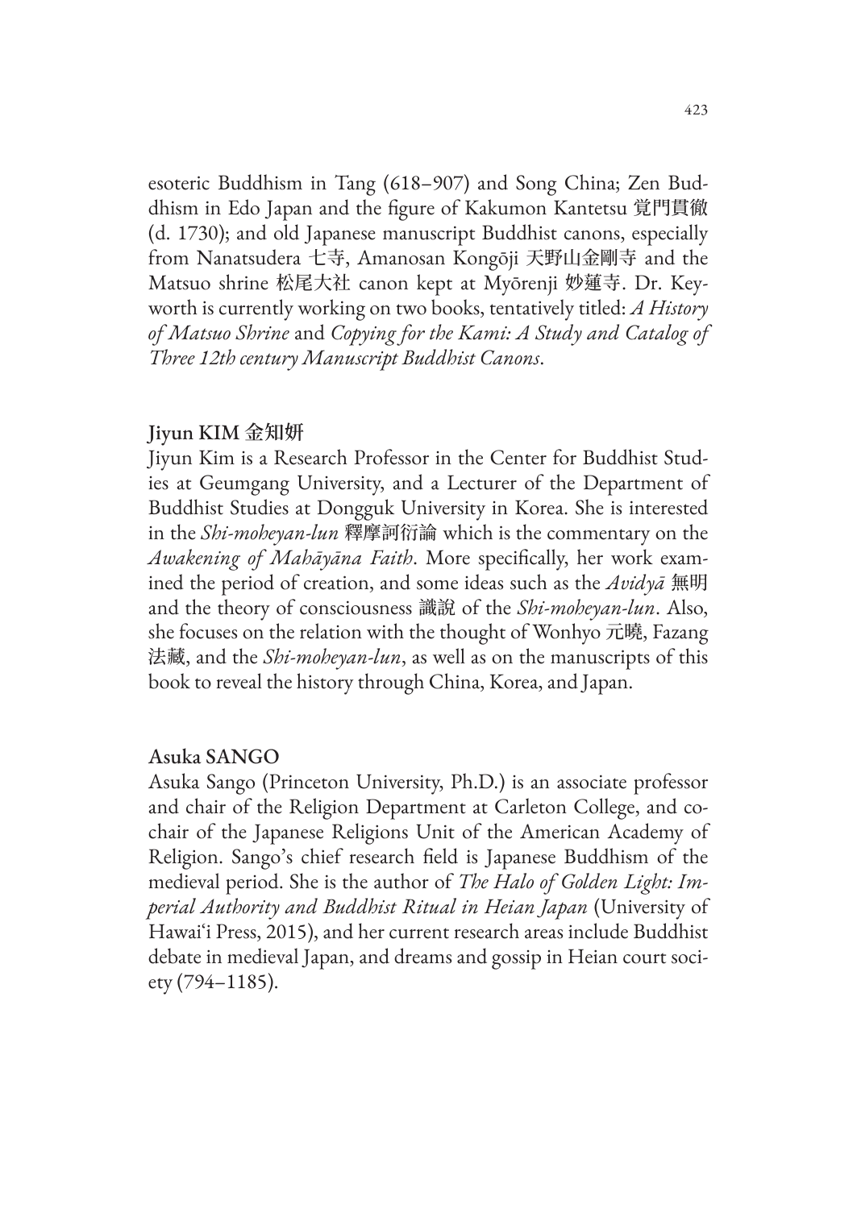esoteric Buddhism in Tang (618–907) and Song China; Zen Buddhism in Edo Japan and the figure of Kakumon Kantetsu 覚門貫徹 (d. 1730); and old Japanese manuscript Buddhist canons, especially from Nanatsudera 七寺, Amanosan Kongōji 天野山金剛寺 and the Matsuo shrine 松尾大社 canon kept at Myōrenji 妙蓮寺. Dr. Keyworth is currently working on two books, tentatively titled: *A History of Matsuo Shrine* and *Copying for the Kami: A Study and Catalog of Three 12th century Manuscript Buddhist Canons*.

### Jiyun KIM 金知妍

Jiyun Kim is a Research Professor in the Center for Buddhist Studies at Geumgang University, and a Lecturer of the Department of Buddhist Studies at Dongguk University in Korea. She is interested in the *Shi-moheyan-lun* 釋摩訶衍論 which is the commentary on the *Awakening of Mahāyāna Faith*. More specifically, her work examined the period of creation, and some ideas such as the *Avidyā* 無明 and the theory of consciousness 識說 of the *Shi-moheyan-lun*. Also, she focuses on the relation with the thought of Wonhyo 元曉, Fazang 法藏, and the *Shi-moheyan-lun*, as well as on the manuscripts of this book to reveal the history through China, Korea, and Japan.

### Asuka SANGO

Asuka Sango (Princeton University, Ph.D.) is an associate professor and chair of the Religion Department at Carleton College, and co-chair of the Japanese Religions Unit of the American Academy of Religion. Sango's chief research field is Japanese Buddhism of the medieval period. She is the author of *The Halo of Golden Light: Imperial Authority and Buddhist Ritual in Heian Japan* (University of Hawai'i Press, 2015), and her current research areas include Buddhist debate in medieval Japan, and dreams and gossip in Heian court society (794–1185).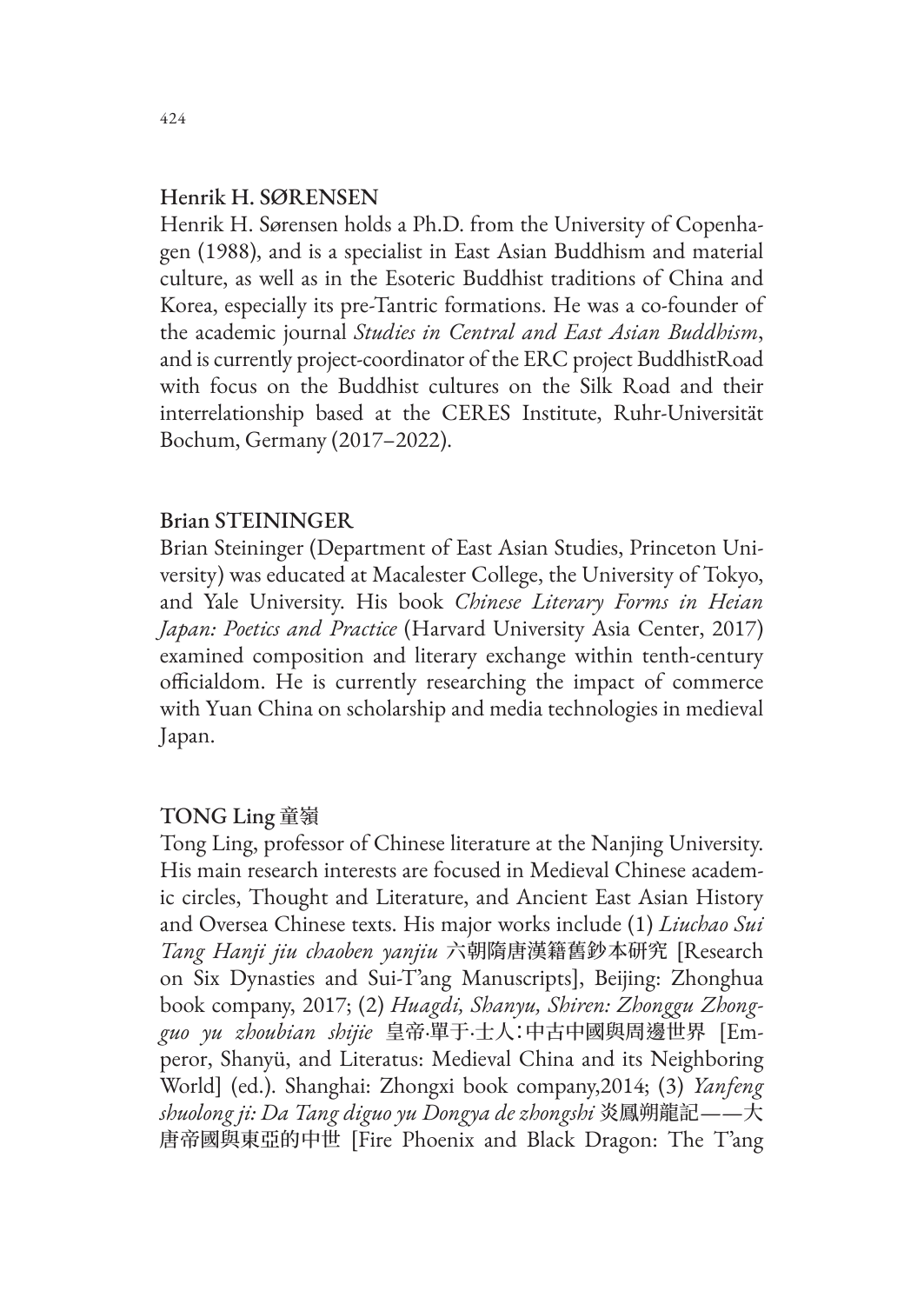### Henrik H. SØRENSEN

Henrik H. Sørensen holds a Ph.D. from the University of Copenhagen (1988), and is a specialist in East Asian Buddhism and material culture, as well as in the Esoteric Buddhist traditions of China and Korea, especially its pre-Tantric formations. He was a co-founder of the academic journal *Studies in Central and East Asian Buddhism*, and is currently project-coordinator of the ERC project BuddhistRoad with focus on the Buddhist cultures on the Silk Road and their interrelationship based at the CERES Institute, Ruhr-Universität Bochum, Germany (2017–2022).

### Brian STEININGER

Brian Steininger (Department of East Asian Studies, Princeton University) was educated at Macalester College, the University of Tokyo, and Yale University. His book *Chinese Literary Forms in Heian Japan: Poetics and Practice* (Harvard University Asia Center, 2017) examined composition and literary exchange within tenth-century officialdom. He is currently researching the impact of commerce with Yuan China on scholarship and media technologies in medieval Japan.

### TONG Ling 童嶺

Tong Ling, professor of Chinese literature at the Nanjing University. His main research interests are focused in Medieval Chinese academic circles, Thought and Literature, and Ancient East Asian History and Oversea Chinese texts. His major works include (1) *Liuchao Sui Tang Hanji jiu chaoben yanjiu* 六朝隋唐漢籍舊鈔本研究 [Research on Six Dynasties and Sui-T'ang Manuscripts], Beijing: Zhonghua book company, 2017; (2) *Huagdi, Shanyu, Shiren: Zhonggu Zhongguo yu zhoubian shijie* 皇帝·單于·士人：中古中國與周邊世界 [Emperor, Shanyü, and Literatus: Medieval China and its Neighboring World] (ed.). Shanghai: Zhongxi book company,2014; (3) *Yanfeng shuolong ji: Da Tang diguo yu Dongya de zhongshi* 炎鳳朔龍記——大唐帝國與東亞的中世 [Fire Phoenix and Black Dragon: The T'ang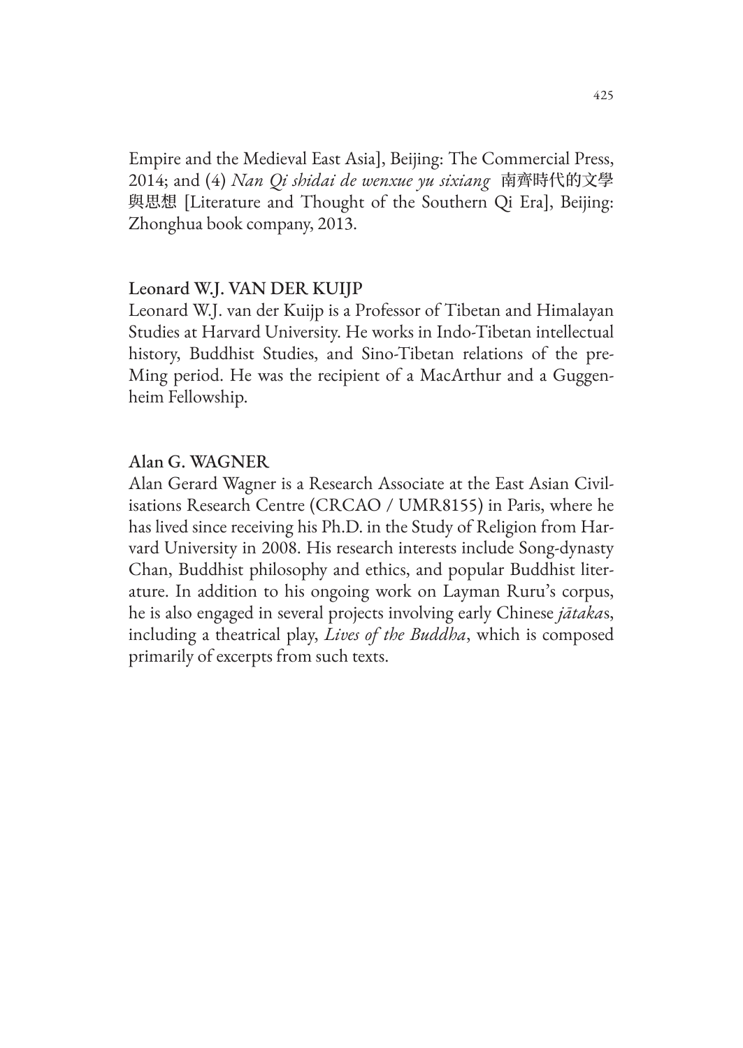Empire and the Medieval East Asia], Beijing: The Commercial Press, 2014; and (4) *Nan Qi shidai de wenxue yu sixiang* 南齊時代的文學與思想 [Literature and Thought of the Southern Qi Era], Beijing: Zhonghua book company, 2013.

### Leonard W.J. VAN DER KUIJP

Leonard W.J. van der Kuijp is a Professor of Tibetan and Himalayan Studies at Harvard University. He works in Indo-Tibetan intellectual history, Buddhist Studies, and Sino-Tibetan relations of the pre-Ming period. He was the recipient of a MacArthur and a Guggenheim Fellowship.

### Alan G. WAGNER

Alan Gerard Wagner is a Research Associate at the East Asian Civilisations Research Centre (CRCAO / UMR8155) in Paris, where he has lived since receiving his Ph.D. in the Study of Religion from Harvard University in 2008. His research interests include Song-dynasty Chan, Buddhist philosophy and ethics, and popular Buddhist literature. In addition to his ongoing work on Layman Ruru's corpus, he is also engaged in several projects involving early Chinese *jātaka*s, including a theatrical play, *Lives of the Buddha*, which is composed primarily of excerpts from such texts.